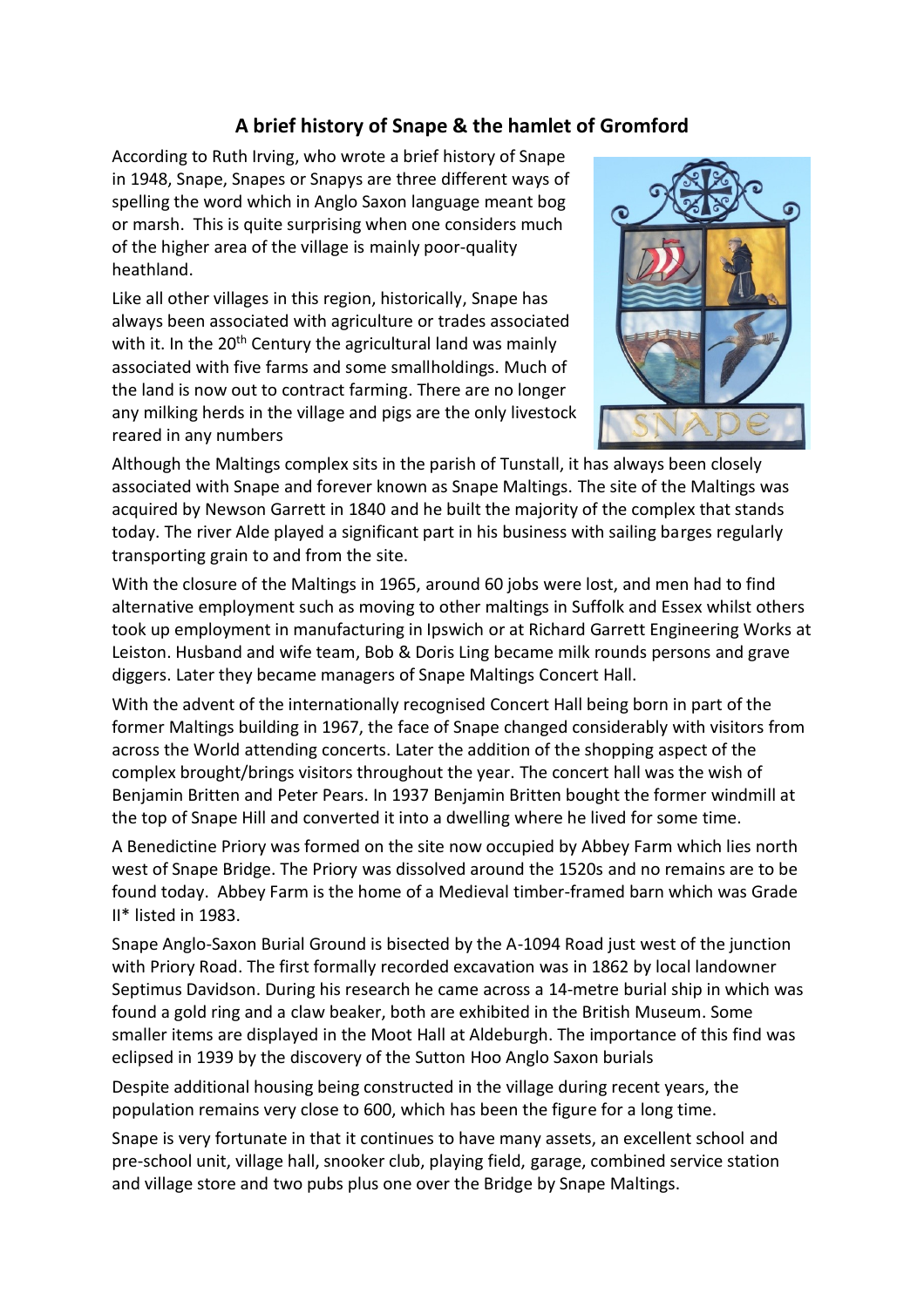# A brief history of Snape & the hamlet of Gromford

According to Ruth Irving, who wrote a brief history of Snape in 1948, Snape, Snapes or Snapys are three different ways of spelling the word which in Anglo Saxon language meant bog or marsh. This is quite surprising when one considers much of the higher area of the village is mainly poor-quality heathland.

Like all other villages in this region, historically, Snape has always been associated with agriculture or trades associated with it. In the 20th Century the agricultural land was mainly associated with five farms and some smallholdings. Much of the land is now out to contract farming. There are no longer any milking herds in the village and pigs are the only livestock reared in any numbers

Although the Maltings complex sits in the parish of Tunstall, it has always been closely associated with Snape and forever known as Snape Maltings. The site of the Maltings was acquired by Newson Garrett in 1840 and he built the majority of the complex that stands today. The river Alde played a significant part in his business with sailing barges regularly transporting grain to and from the site.

With the closure of the Maltings in 1965, around 60 jobs were lost, and men had to find alternative employment such as moving to other maltings in Suffolk and Essex whilst others took up employment in manufacturing in Ipswich or at Richard Garrett Engineering Works at Leiston. Husband and wife team, Bob & Doris Ling became milk rounds persons and grave diggers. Later they became managers of Snape Maltings Concert Hall.

With the advent of the internationally recognised Concert Hall being born in part of the former Maltings building in 1967, the face of Snape changed considerably with visitors from across the World attending concerts. Later the addition of the shopping aspect of the complex brought/brings visitors throughout the year. The concert hall was the wish of Benjamin Britten and Peter Pears. In 1937 Benjamin Britten bought the former windmill at the top of Snape Hill and converted it into a dwelling where he lived for some time.

A Benedictine Priory was formed on the site now occupied by Abbey Farm which lies north west of Snape Bridge. The Priory was dissolved around the 1520s and no remains are to be found today. Abbey Farm is the home of a Medieval timber-framed barn which was Grade II* listed in 1983.

Snape Anglo-Saxon Burial Ground is bisected by the A-1094 Road just west of the junction with Priory Road. The first formally recorded excavation was in 1862 by local landowner Septimus Davidson. During his research he came across a 14-metre burial ship in which was found a gold ring and a claw beaker, both are exhibited in the British Museum. Some smaller items are displayed in the Moot Hall at Aldeburgh. The importance of this find was eclipsed in 1939 by the discovery of the Sutton Hoo Anglo Saxon burials

Despite additional housing being constructed in the village during recent years, the population remains very close to 600, which has been the figure for a long time.

Snape is very fortunate in that it continues to have many assets, an excellent school and pre-school unit, village hall, snooker club, playing field, garage, combined service station and village store and two pubs plus one over the Bridge by Snape Maltings.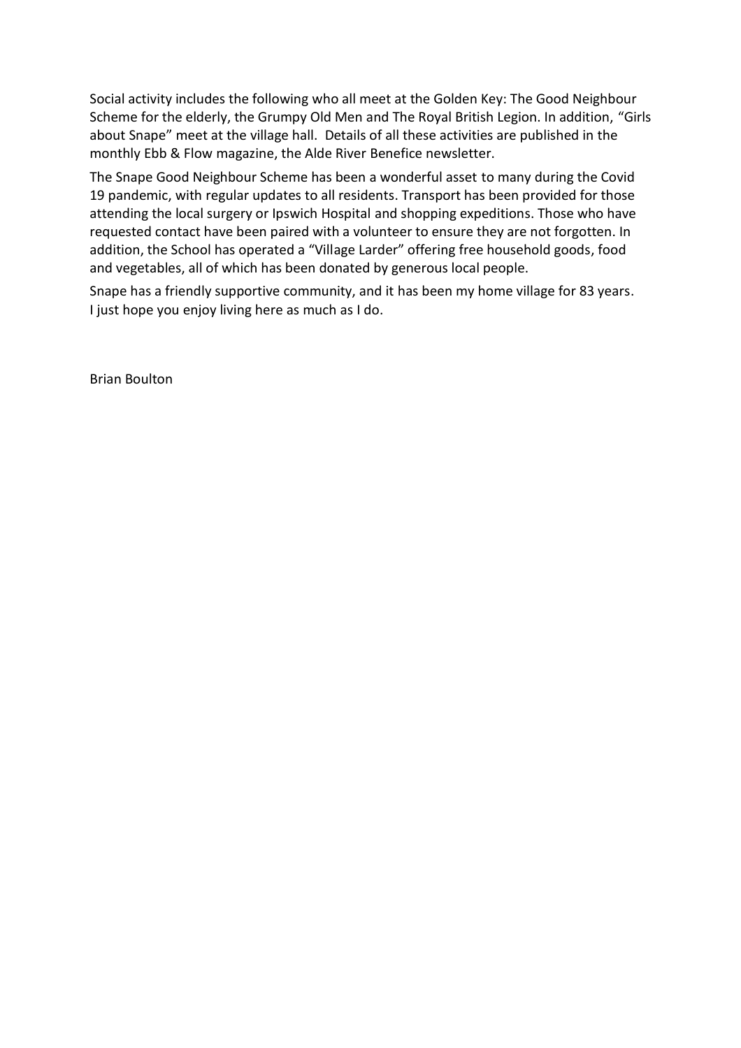Social activity includes the following who all meet at the Golden Key: The Good Neighbour Scheme for the elderly, the Grumpy Old Men and The Royal British Legion. In addition, "Girls about Snape" meet at the village hall. Details of all these activities are published in the monthly Ebb & Flow magazine, the Alde River Benefice newsletter.

The Snape Good Neighbour Scheme has been a wonderful asset to many during the Covid 19 pandemic, with regular updates to all residents. Transport has been provided for those attending the local surgery or Ipswich Hospital and shopping expeditions. Those who have requested contact have been paired with a volunteer to ensure they are not forgotten. In addition, the School has operated a "Village Larder" offering free household goods, food and vegetables, all of which has been donated by generous local people.

Snape has a friendly supportive community, and it has been my home village for 83 years.
I just hope you enjoy living here as much as I do.

Brian Boulton